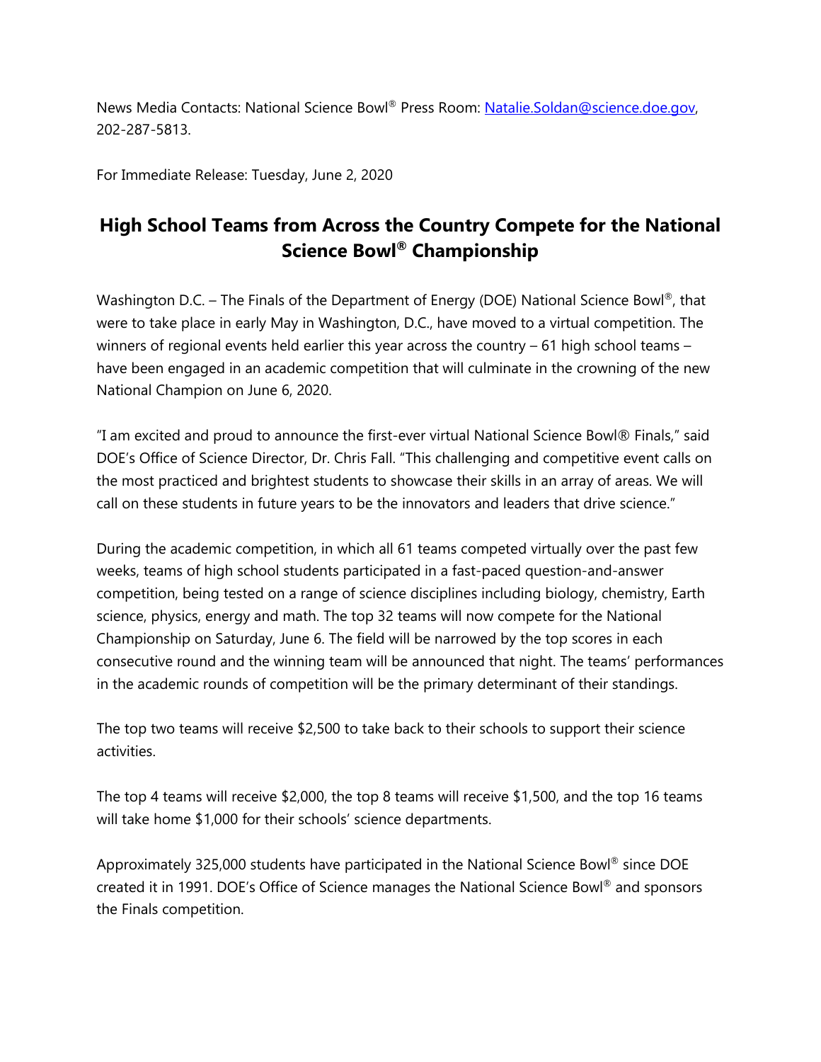News Media Contacts: National Science Bowl® Press Room: Natalie.Soldan@science.doe.gov, 202-287-5813.

For Immediate Release: Tuesday, June 2, 2020

# High School Teams from Across the Country Compete for the National Science Bowl® Championship

Washington D.C. – The Finals of the Department of Energy (DOE) National Science Bowl®, that were to take place in early May in Washington, D.C., have moved to a virtual competition. The winners of regional events held earlier this year across the country – 61 high school teams – have been engaged in an academic competition that will culminate in the crowning of the new National Champion on June 6, 2020.

"I am excited and proud to announce the first-ever virtual National Science Bowl® Finals," said DOE's Office of Science Director, Dr. Chris Fall. "This challenging and competitive event calls on the most practiced and brightest students to showcase their skills in an array of areas. We will call on these students in future years to be the innovators and leaders that drive science."

During the academic competition, in which all 61 teams competed virtually over the past few weeks, teams of high school students participated in a fast-paced question-and-answer competition, being tested on a range of science disciplines including biology, chemistry, Earth science, physics, energy and math. The top 32 teams will now compete for the National Championship on Saturday, June 6. The field will be narrowed by the top scores in each consecutive round and the winning team will be announced that night. The teams' performances in the academic rounds of competition will be the primary determinant of their standings.

The top two teams will receive $2,500 to take back to their schools to support their science activities.

The top 4 teams will receive $2,000, the top 8 teams will receive $1,500, and the top 16 teams will take home $1,000 for their schools' science departments.

Approximately 325,000 students have participated in the National Science Bowl® since DOE created it in 1991. DOE's Office of Science manages the National Science Bowl® and sponsors the Finals competition.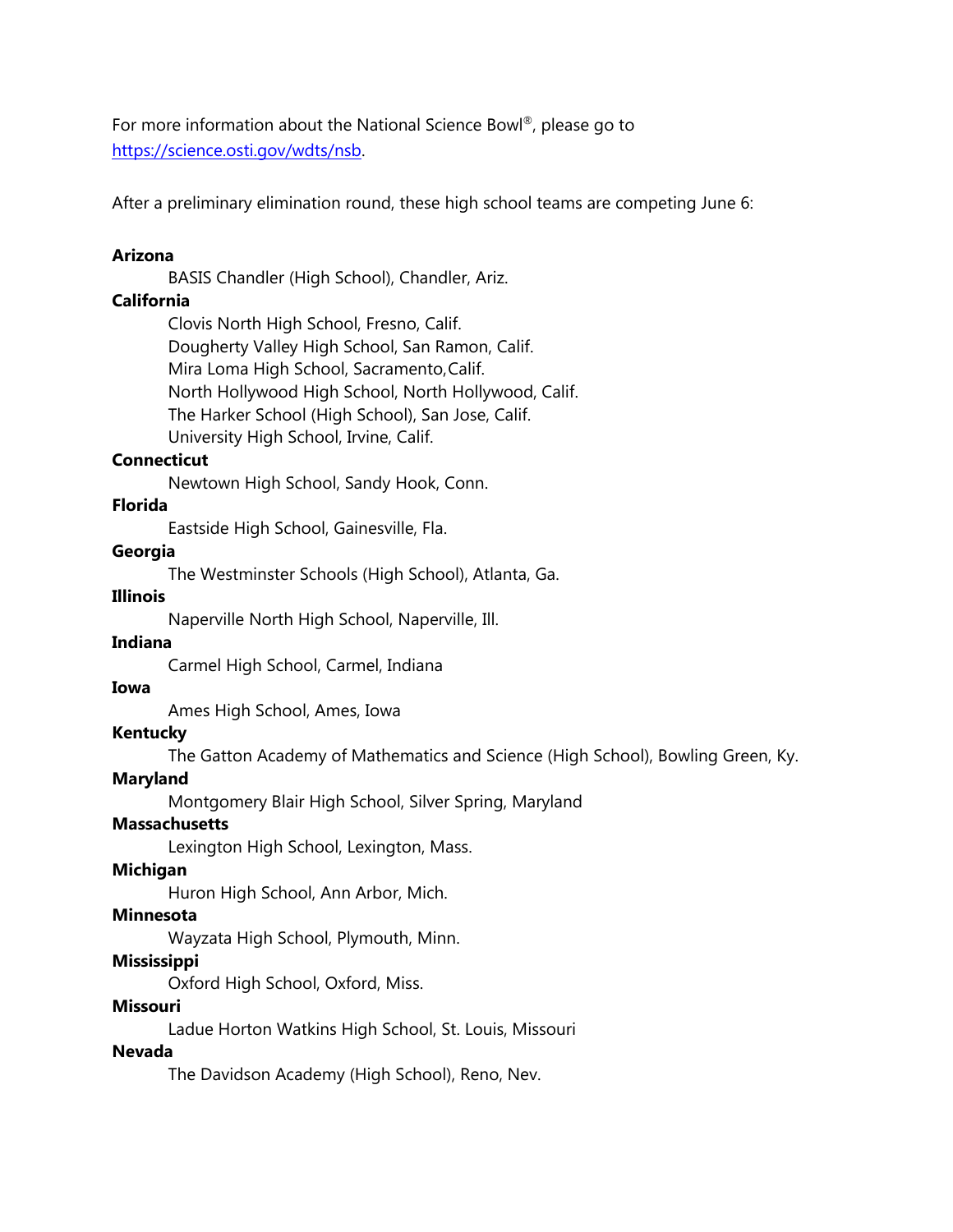For more information about the National Science Bowl®, please go to https://science.osti.gov/wdts/nsb.

After a preliminary elimination round, these high school teams are competing June 6:

**Arizona**

BASIS Chandler (High School), Chandler, Ariz.

**California**

Clovis North High School, Fresno, Calif.
Dougherty Valley High School, San Ramon, Calif.
Mira Loma High School, Sacramento,Calif.
North Hollywood High School, North Hollywood, Calif.
The Harker School (High School), San Jose, Calif.
University High School, Irvine, Calif.

**Connecticut**

Newtown High School, Sandy Hook, Conn.

**Florida**

Eastside High School, Gainesville, Fla.

**Georgia**

The Westminster Schools (High School), Atlanta, Ga.

**Illinois**

Naperville North High School, Naperville, Ill.

**Indiana**

Carmel High School, Carmel, Indiana

**Iowa**

Ames High School, Ames, Iowa

**Kentucky**

The Gatton Academy of Mathematics and Science (High School), Bowling Green, Ky.

**Maryland**

Montgomery Blair High School, Silver Spring, Maryland

**Massachusetts**

Lexington High School, Lexington, Mass.

**Michigan**

Huron High School, Ann Arbor, Mich.

**Minnesota**

Wayzata High School, Plymouth, Minn.

**Mississippi**

Oxford High School, Oxford, Miss.

**Missouri**

Ladue Horton Watkins High School, St. Louis, Missouri

**Nevada**

The Davidson Academy (High School), Reno, Nev.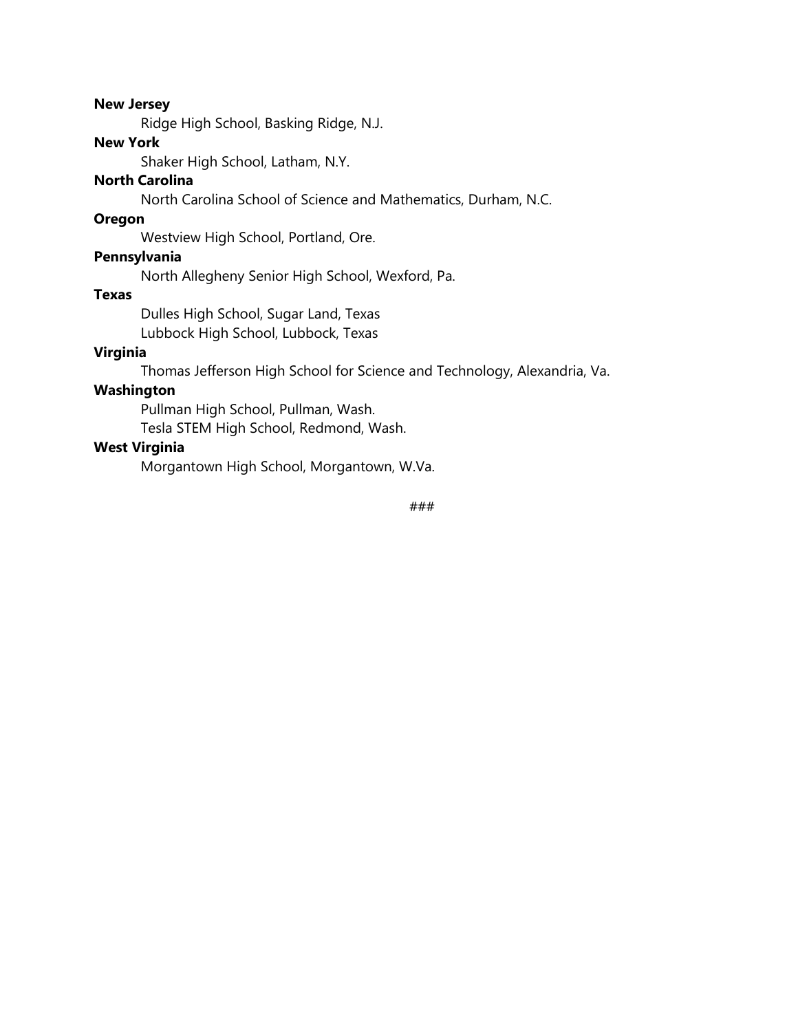**New Jersey**

Ridge High School, Basking Ridge, N.J.

**New York**

Shaker High School, Latham, N.Y.

**North Carolina**

North Carolina School of Science and Mathematics, Durham, N.C.

**Oregon**

Westview High School, Portland, Ore.

**Pennsylvania**

North Allegheny Senior High School, Wexford, Pa.

**Texas**

Dulles High School, Sugar Land, Texas

Lubbock High School, Lubbock, Texas

**Virginia**

Thomas Jefferson High School for Science and Technology, Alexandria, Va.

**Washington**

Pullman High School, Pullman, Wash.

Tesla STEM High School, Redmond, Wash.

**West Virginia**

Morgantown High School, Morgantown, W.Va.

###